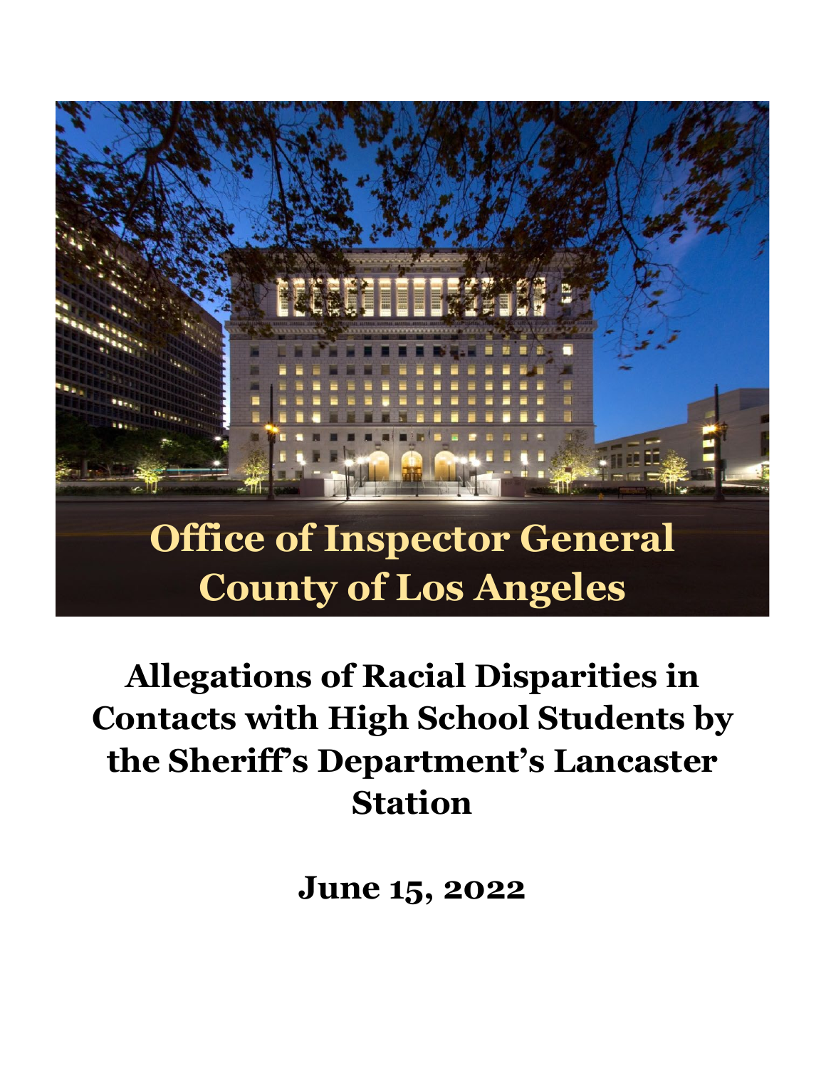# Office of Inspector General County of Los Angeles

# Allegations of Racial Disparities in Contacts with High School Students by the Sheriff's Department's Lancaster Station

## June 15, 2022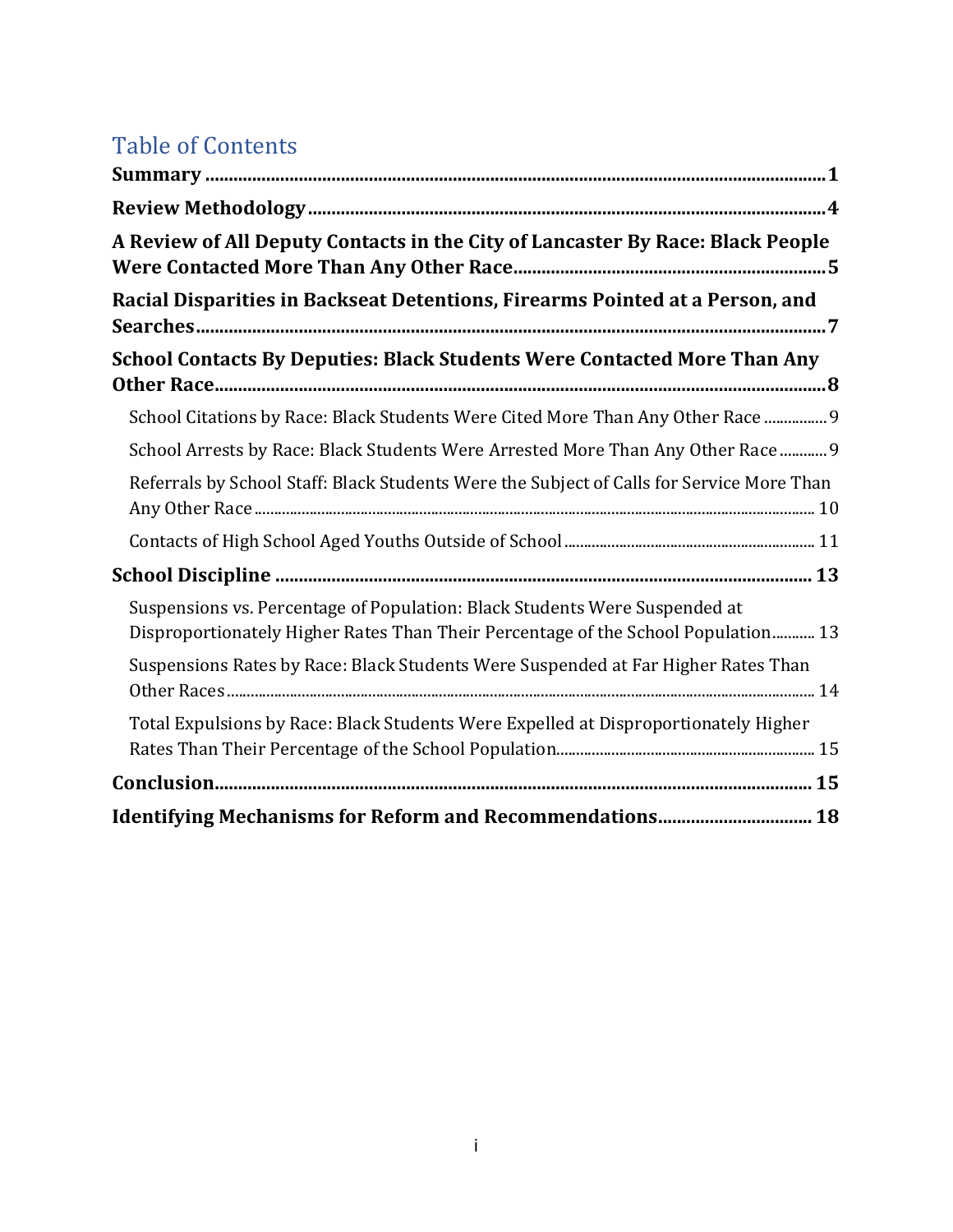# Table of Contents

**Summary** ..... **1**

**Review Methodology** ..... **4**

**A Review of All Deputy Contacts in the City of Lancaster By Race: Black People Were Contacted More Than Any Other Race** ..... **5**

**Racial Disparities in Backseat Detentions, Firearms Pointed at a Person, and Searches** ..... **7**

**School Contacts By Deputies: Black Students Were Contacted More Than Any Other Race** ..... **8**

- School Citations by Race: Black Students Were Cited More Than Any Other Race ..... 9
- School Arrests by Race: Black Students Were Arrested More Than Any Other Race ..... 9
- Referrals by School Staff: Black Students Were the Subject of Calls for Service More Than Any Other Race ..... 10
- Contacts of High School Aged Youths Outside of School ..... 11

**School Discipline** ..... **13**

- Suspensions vs. Percentage of Population: Black Students Were Suspended at Disproportionately Higher Rates Than Their Percentage of the School Population ..... 13
- Suspensions Rates by Race: Black Students Were Suspended at Far Higher Rates Than Other Races ..... 14
- Total Expulsions by Race: Black Students Were Expelled at Disproportionately Higher Rates Than Their Percentage of the School Population ..... 15

**Conclusion** ..... **15**

**Identifying Mechanisms for Reform and Recommendations** ..... **18**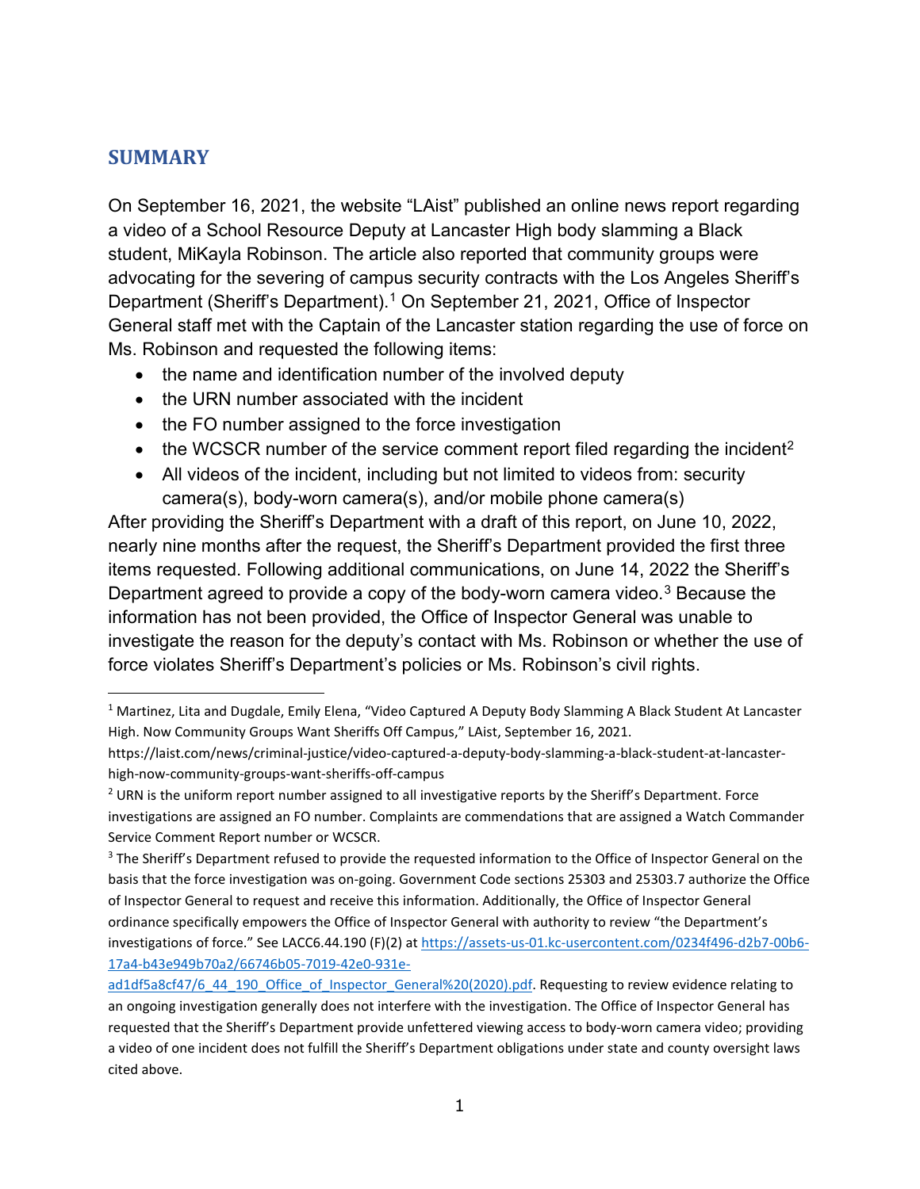## SUMMARY

On September 16, 2021, the website "LAist" published an online news report regarding a video of a School Resource Deputy at Lancaster High body slamming a Black student, MiKayla Robinson. The article also reported that community groups were advocating for the severing of campus security contracts with the Los Angeles Sheriff's Department (Sheriff's Department).[1] On September 21, 2021, Office of Inspector General staff met with the Captain of the Lancaster station regarding the use of force on Ms. Robinson and requested the following items:

- the name and identification number of the involved deputy
- the URN number associated with the incident
- the FO number assigned to the force investigation
- the WCSCR number of the service comment report filed regarding the incident[2]
- All videos of the incident, including but not limited to videos from: security camera(s), body-worn camera(s), and/or mobile phone camera(s)

After providing the Sheriff's Department with a draft of this report, on June 10, 2022, nearly nine months after the request, the Sheriff's Department provided the first three items requested. Following additional communications, on June 14, 2022 the Sheriff's Department agreed to provide a copy of the body-worn camera video.[3] Because the information has not been provided, the Office of Inspector General was unable to investigate the reason for the deputy's contact with Ms. Robinson or whether the use of force violates Sheriff's Department's policies or Ms. Robinson's civil rights.

---

[1] Martinez, Lita and Dugdale, Emily Elena, "Video Captured A Deputy Body Slamming A Black Student At Lancaster High. Now Community Groups Want Sheriffs Off Campus," LAist, September 16, 2021. https://laist.com/news/criminal-justice/video-captured-a-deputy-body-slamming-a-black-student-at-lancaster-high-now-community-groups-want-sheriffs-off-campus

[2] URN is the uniform report number assigned to all investigative reports by the Sheriff's Department. Force investigations are assigned an FO number. Complaints are commendations that are assigned a Watch Commander Service Comment Report number or WCSCR.

[3] The Sheriff's Department refused to provide the requested information to the Office of Inspector General on the basis that the force investigation was on-going. Government Code sections 25303 and 25303.7 authorize the Office of Inspector General to request and receive this information. Additionally, the Office of Inspector General ordinance specifically empowers the Office of Inspector General with authority to review "the Department's investigations of force." See LACC6.44.190 (F)(2) at https://assets-us-01.kc-usercontent.com/0234f496-d2b7-00b6-17a4-b43e949b70a2/66746b05-7019-42e0-931e-ad1df5a8cf47/6_44_190_Office_of_Inspector_General%20(2020).pdf. Requesting to review evidence relating to an ongoing investigation generally does not interfere with the investigation. The Office of Inspector General has requested that the Sheriff's Department provide unfettered viewing access to body-worn camera video; providing a video of one incident does not fulfill the Sheriff's Department obligations under state and county oversight laws cited above.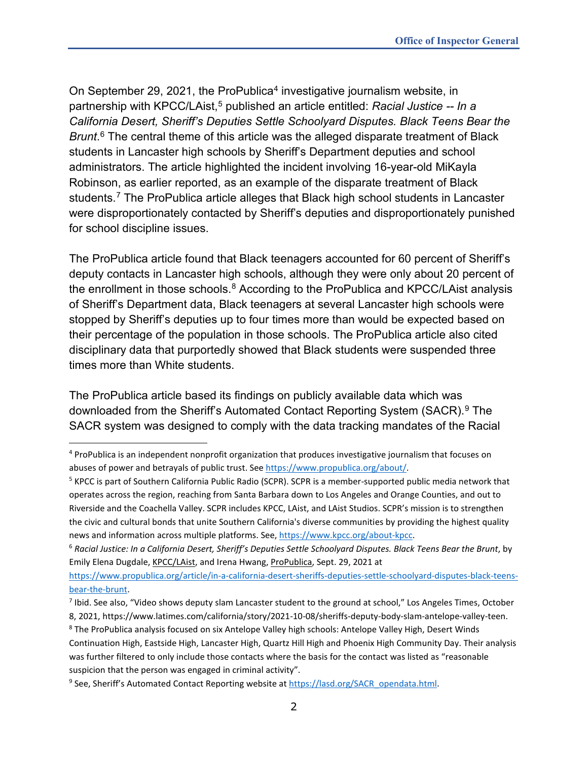On September 29, 2021, the ProPublica[4] investigative journalism website, in partnership with KPCC/LAist,[5] published an article entitled: *Racial Justice -- In a California Desert, Sheriff's Deputies Settle Schoolyard Disputes. Black Teens Bear the Brunt*.[6] The central theme of this article was the alleged disparate treatment of Black students in Lancaster high schools by Sheriff's Department deputies and school administrators. The article highlighted the incident involving 16-year-old MiKayla Robinson, as earlier reported, as an example of the disparate treatment of Black students.[7] The ProPublica article alleges that Black high school students in Lancaster were disproportionately contacted by Sheriff's deputies and disproportionately punished for school discipline issues.

The ProPublica article found that Black teenagers accounted for 60 percent of Sheriff's deputy contacts in Lancaster high schools, although they were only about 20 percent of the enrollment in those schools.[8] According to the ProPublica and KPCC/LAist analysis of Sheriff's Department data, Black teenagers at several Lancaster high schools were stopped by Sheriff's deputies up to four times more than would be expected based on their percentage of the population in those schools. The ProPublica article also cited disciplinary data that purportedly showed that Black students were suspended three times more than White students.

The ProPublica article based its findings on publicly available data which was downloaded from the Sheriff's Automated Contact Reporting System (SACR).[9] The SACR system was designed to comply with the data tracking mandates of the Racial

---

[4] ProPublica is an independent nonprofit organization that produces investigative journalism that focuses on abuses of power and betrayals of public trust. See https://www.propublica.org/about/.

[5] KPCC is part of Southern California Public Radio (SCPR). SCPR is a member-supported public media network that operates across the region, reaching from Santa Barbara down to Los Angeles and Orange Counties, and out to Riverside and the Coachella Valley. SCPR includes KPCC, LAist, and LAist Studios. SCPR's mission is to strengthen the civic and cultural bonds that unite Southern California's diverse communities by providing the highest quality news and information across multiple platforms. See, https://www.kpcc.org/about-kpcc.

[6] *Racial Justice: In a California Desert, Sheriff's Deputies Settle Schoolyard Disputes. Black Teens Bear the Brunt*, by Emily Elena Dugdale, KPCC/LAist, and Irena Hwang, ProPublica, Sept. 29, 2021 at https://www.propublica.org/article/in-a-california-desert-sheriffs-deputies-settle-schoolyard-disputes-black-teens-bear-the-brunt.

[7] Ibid. See also, "Video shows deputy slam Lancaster student to the ground at school," Los Angeles Times, October 8, 2021, https://www.latimes.com/california/story/2021-10-08/sheriffs-deputy-body-slam-antelope-valley-teen.

[8] The ProPublica analysis focused on six Antelope Valley high schools: Antelope Valley High, Desert Winds Continuation High, Eastside High, Lancaster High, Quartz Hill High and Phoenix High Community Day. Their analysis was further filtered to only include those contacts where the basis for the contact was listed as "reasonable suspicion that the person was engaged in criminal activity".

[9] See, Sheriff's Automated Contact Reporting website at https://lasd.org/SACR_opendata.html.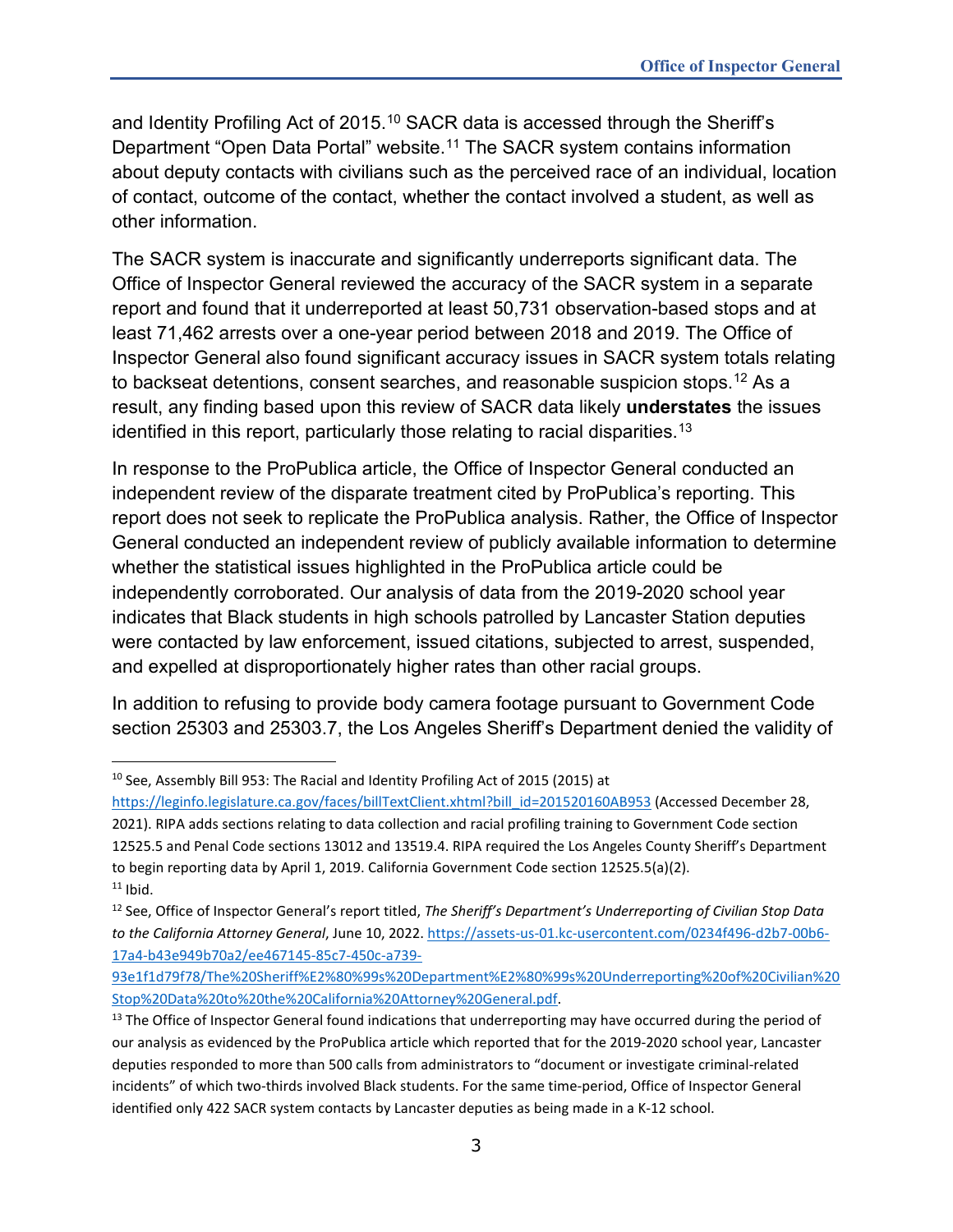and Identity Profiling Act of 2015.[10] SACR data is accessed through the Sheriff's Department "Open Data Portal" website.[11] The SACR system contains information about deputy contacts with civilians such as the perceived race of an individual, location of contact, outcome of the contact, whether the contact involved a student, as well as other information.

The SACR system is inaccurate and significantly underreports significant data. The Office of Inspector General reviewed the accuracy of the SACR system in a separate report and found that it underreported at least 50,731 observation-based stops and at least 71,462 arrests over a one-year period between 2018 and 2019. The Office of Inspector General also found significant accuracy issues in SACR system totals relating to backseat detentions, consent searches, and reasonable suspicion stops.[12] As a result, any finding based upon this review of SACR data likely **understates** the issues identified in this report, particularly those relating to racial disparities.[13]

In response to the ProPublica article, the Office of Inspector General conducted an independent review of the disparate treatment cited by ProPublica's reporting. This report does not seek to replicate the ProPublica analysis. Rather, the Office of Inspector General conducted an independent review of publicly available information to determine whether the statistical issues highlighted in the ProPublica article could be independently corroborated. Our analysis of data from the 2019-2020 school year indicates that Black students in high schools patrolled by Lancaster Station deputies were contacted by law enforcement, issued citations, subjected to arrest, suspended, and expelled at disproportionately higher rates than other racial groups.

In addition to refusing to provide body camera footage pursuant to Government Code section 25303 and 25303.7, the Los Angeles Sheriff's Department denied the validity of

---

[10] See, Assembly Bill 953: The Racial and Identity Profiling Act of 2015 (2015) at https://leginfo.legislature.ca.gov/faces/billTextClient.xhtml?bill_id=201520160AB953 (Accessed December 28, 2021). RIPA adds sections relating to data collection and racial profiling training to Government Code section 12525.5 and Penal Code sections 13012 and 13519.4. RIPA required the Los Angeles County Sheriff's Department to begin reporting data by April 1, 2019. California Government Code section 12525.5(a)(2).

[11] Ibid.

[12] See, Office of Inspector General's report titled, *The Sheriff's Department's Underreporting of Civilian Stop Data to the California Attorney General*, June 10, 2022. https://assets-us-01.kc-usercontent.com/0234f496-d2b7-00b6-17a4-b43e949b70a2/ee467145-85c7-450c-a739-93e1f1d79f78/The%20Sheriff%E2%80%99s%20Department%E2%80%99s%20Underreporting%20of%20Civilian%20Stop%20Data%20to%20the%20California%20Attorney%20General.pdf.

[13] The Office of Inspector General found indications that underreporting may have occurred during the period of our analysis as evidenced by the ProPublica article which reported that for the 2019-2020 school year, Lancaster deputies responded to more than 500 calls from administrators to "document or investigate criminal-related incidents" of which two-thirds involved Black students. For the same time-period, Office of Inspector General identified only 422 SACR system contacts by Lancaster deputies as being made in a K-12 school.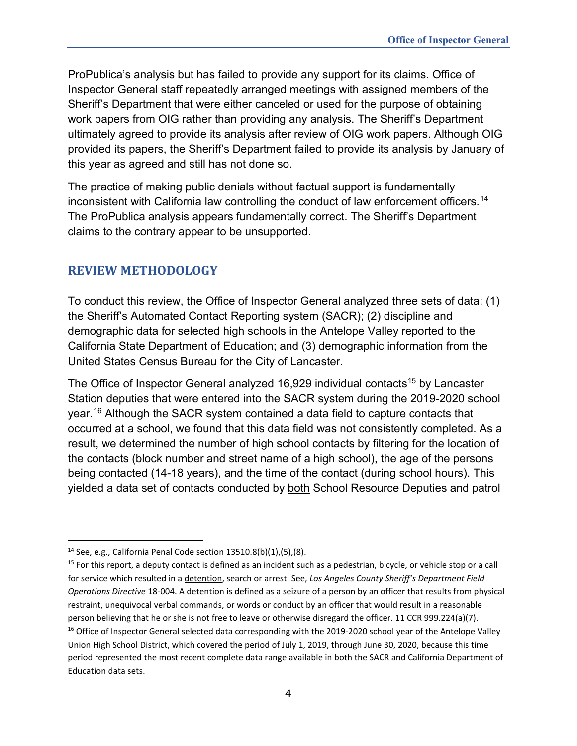ProPublica's analysis but has failed to provide any support for its claims. Office of Inspector General staff repeatedly arranged meetings with assigned members of the Sheriff's Department that were either canceled or used for the purpose of obtaining work papers from OIG rather than providing any analysis. The Sheriff's Department ultimately agreed to provide its analysis after review of OIG work papers. Although OIG provided its papers, the Sheriff's Department failed to provide its analysis by January of this year as agreed and still has not done so.

The practice of making public denials without factual support is fundamentally inconsistent with California law controlling the conduct of law enforcement officers.[14] The ProPublica analysis appears fundamentally correct. The Sheriff's Department claims to the contrary appear to be unsupported.

## REVIEW METHODOLOGY

To conduct this review, the Office of Inspector General analyzed three sets of data: (1) the Sheriff's Automated Contact Reporting system (SACR); (2) discipline and demographic data for selected high schools in the Antelope Valley reported to the California State Department of Education; and (3) demographic information from the United States Census Bureau for the City of Lancaster.

The Office of Inspector General analyzed 16,929 individual contacts[15] by Lancaster Station deputies that were entered into the SACR system during the 2019-2020 school year.[16] Although the SACR system contained a data field to capture contacts that occurred at a school, we found that this data field was not consistently completed. As a result, we determined the number of high school contacts by filtering for the location of the contacts (block number and street name of a high school), the age of the persons being contacted (14-18 years), and the time of the contact (during school hours). This yielded a data set of contacts conducted by both School Resource Deputies and patrol

---

[14] See, e.g., California Penal Code section 13510.8(b)(1),(5),(8).

[15] For this report, a deputy contact is defined as an incident such as a pedestrian, bicycle, or vehicle stop or a call for service which resulted in a detention, search or arrest. See, *Los Angeles County Sheriff's Department Field Operations Directive* 18-004. A detention is defined as a seizure of a person by an officer that results from physical restraint, unequivocal verbal commands, or words or conduct by an officer that would result in a reasonable person believing that he or she is not free to leave or otherwise disregard the officer. 11 CCR 999.224(a)(7).

[16] Office of Inspector General selected data corresponding with the 2019-2020 school year of the Antelope Valley Union High School District, which covered the period of July 1, 2019, through June 30, 2020, because this time period represented the most recent complete data range available in both the SACR and California Department of Education data sets.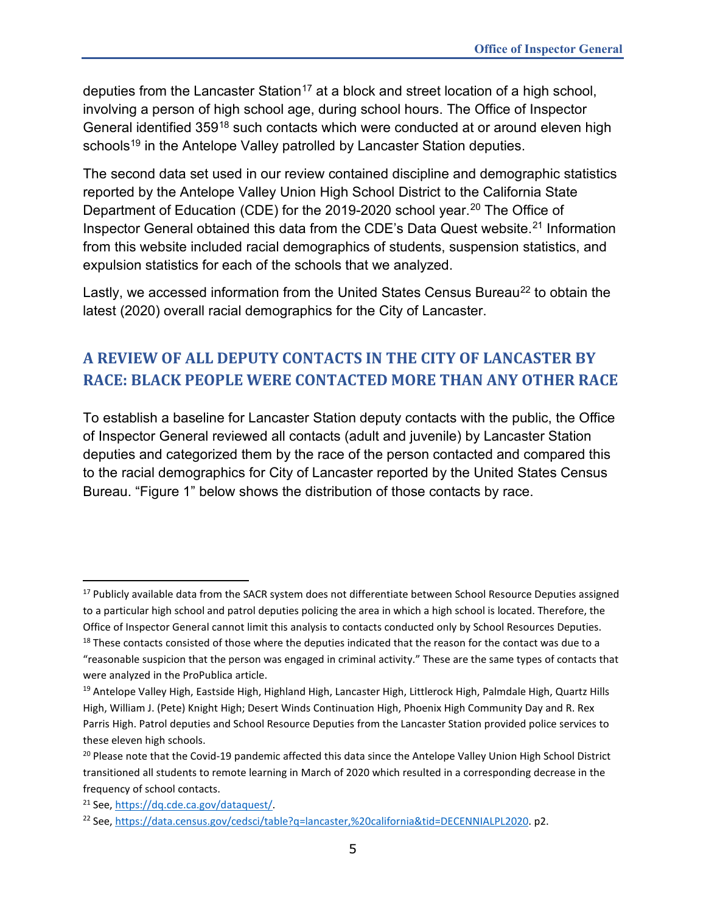deputies from the Lancaster Station[17] at a block and street location of a high school, involving a person of high school age, during school hours. The Office of Inspector General identified 359[18] such contacts which were conducted at or around eleven high schools[19] in the Antelope Valley patrolled by Lancaster Station deputies.

The second data set used in our review contained discipline and demographic statistics reported by the Antelope Valley Union High School District to the California State Department of Education (CDE) for the 2019-2020 school year.[20] The Office of Inspector General obtained this data from the CDE's Data Quest website.[21] Information from this website included racial demographics of students, suspension statistics, and expulsion statistics for each of the schools that we analyzed.

Lastly, we accessed information from the United States Census Bureau[22] to obtain the latest (2020) overall racial demographics for the City of Lancaster.

## A REVIEW OF ALL DEPUTY CONTACTS IN THE CITY OF LANCASTER BY RACE: BLACK PEOPLE WERE CONTACTED MORE THAN ANY OTHER RACE

To establish a baseline for Lancaster Station deputy contacts with the public, the Office of Inspector General reviewed all contacts (adult and juvenile) by Lancaster Station deputies and categorized them by the race of the person contacted and compared this to the racial demographics for City of Lancaster reported by the United States Census Bureau. "Figure 1" below shows the distribution of those contacts by race.

---

[17] Publicly available data from the SACR system does not differentiate between School Resource Deputies assigned to a particular high school and patrol deputies policing the area in which a high school is located. Therefore, the Office of Inspector General cannot limit this analysis to contacts conducted only by School Resources Deputies.

[18] These contacts consisted of those where the deputies indicated that the reason for the contact was due to a "reasonable suspicion that the person was engaged in criminal activity." These are the same types of contacts that were analyzed in the ProPublica article.

[19] Antelope Valley High, Eastside High, Highland High, Lancaster High, Littlerock High, Palmdale High, Quartz Hills High, William J. (Pete) Knight High; Desert Winds Continuation High, Phoenix High Community Day and R. Rex Parris High. Patrol deputies and School Resource Deputies from the Lancaster Station provided police services to these eleven high schools.

[20] Please note that the Covid-19 pandemic affected this data since the Antelope Valley Union High School District transitioned all students to remote learning in March of 2020 which resulted in a corresponding decrease in the frequency of school contacts.

[21] See, https://dq.cde.ca.gov/dataquest/.

[22] See, https://data.census.gov/cedsci/table?q=lancaster,%20california&tid=DECENNIALPL2020. p2.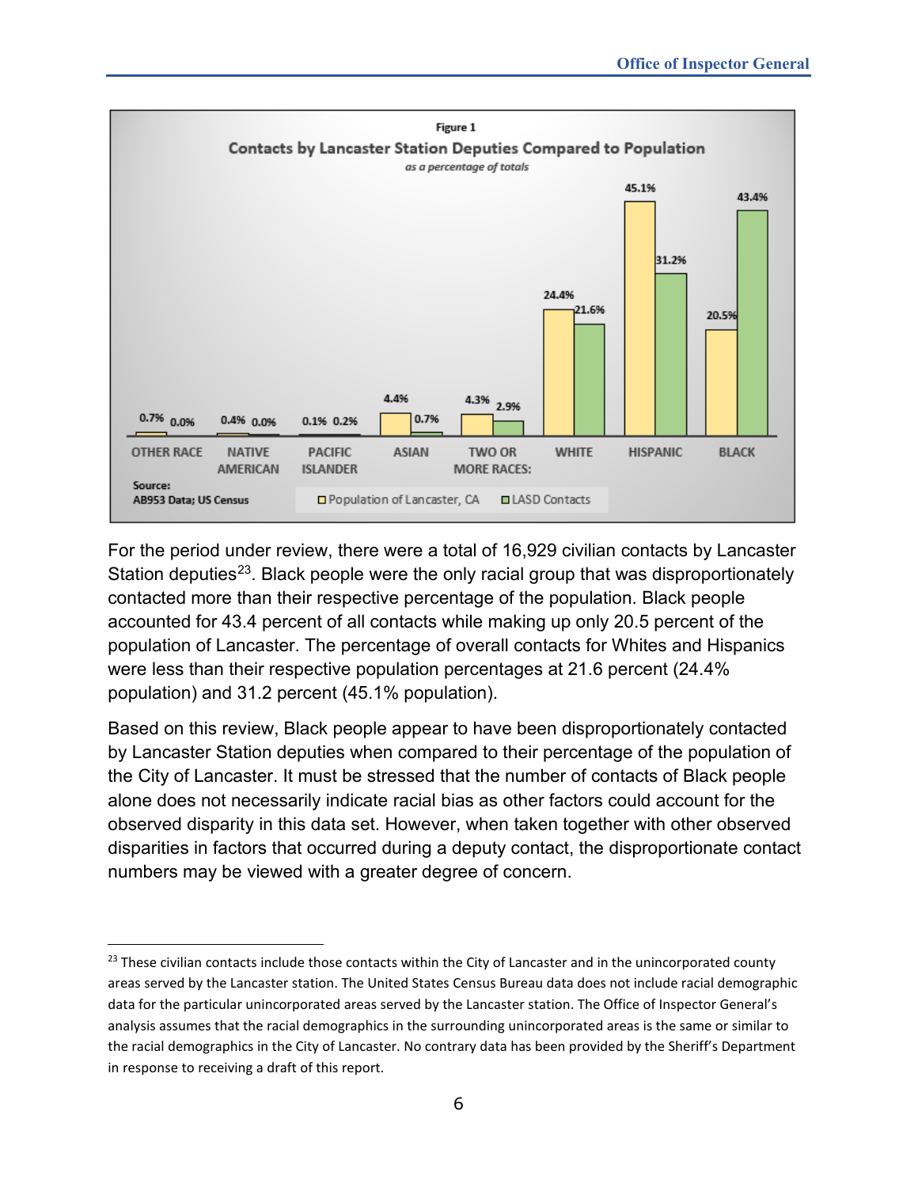**Figure 1**

**Contacts by Lancaster Station Deputies Compared to Population**

*as a percentage of totals*

| | OTHER RACE | NATIVE AMERICAN | PACIFIC ISLANDER | ASIAN | TWO OR MORE RACES: | WHITE | HISPANIC | BLACK |
|---|---|---|---|---|---|---|---|---|
| Population of Lancaster, CA | 0.7% | 0.4% | 0.1% | 4.4% | 4.3% | 24.4% | 45.1% | 20.5% |
| LASD Contacts | 0.0% | 0.0% | 0.2% | 0.7% | 2.9% | 21.6% | 31.2% | 43.4% |

Source: AB953 Data; US Census

For the period under review, there were a total of 16,929 civilian contacts by Lancaster Station deputies[23]. Black people were the only racial group that was disproportionately contacted more than their respective percentage of the population. Black people accounted for 43.4 percent of all contacts while making up only 20.5 percent of the population of Lancaster. The percentage of overall contacts for Whites and Hispanics were less than their respective population percentages at 21.6 percent (24.4% population) and 31.2 percent (45.1% population).

Based on this review, Black people appear to have been disproportionately contacted by Lancaster Station deputies when compared to their percentage of the population of the City of Lancaster. It must be stressed that the number of contacts of Black people alone does not necessarily indicate racial bias as other factors could account for the observed disparity in this data set. However, when taken together with other observed disparities in factors that occurred during a deputy contact, the disproportionate contact numbers may be viewed with a greater degree of concern.

[23] These civilian contacts include those contacts within the City of Lancaster and in the unincorporated county areas served by the Lancaster station. The United States Census Bureau data does not include racial demographic data for the particular unincorporated areas served by the Lancaster station. The Office of Inspector General's analysis assumes that the racial demographics in the surrounding unincorporated areas is the same or similar to the racial demographics in the City of Lancaster. No contrary data has been provided by the Sheriff's Department in response to receiving a draft of this report.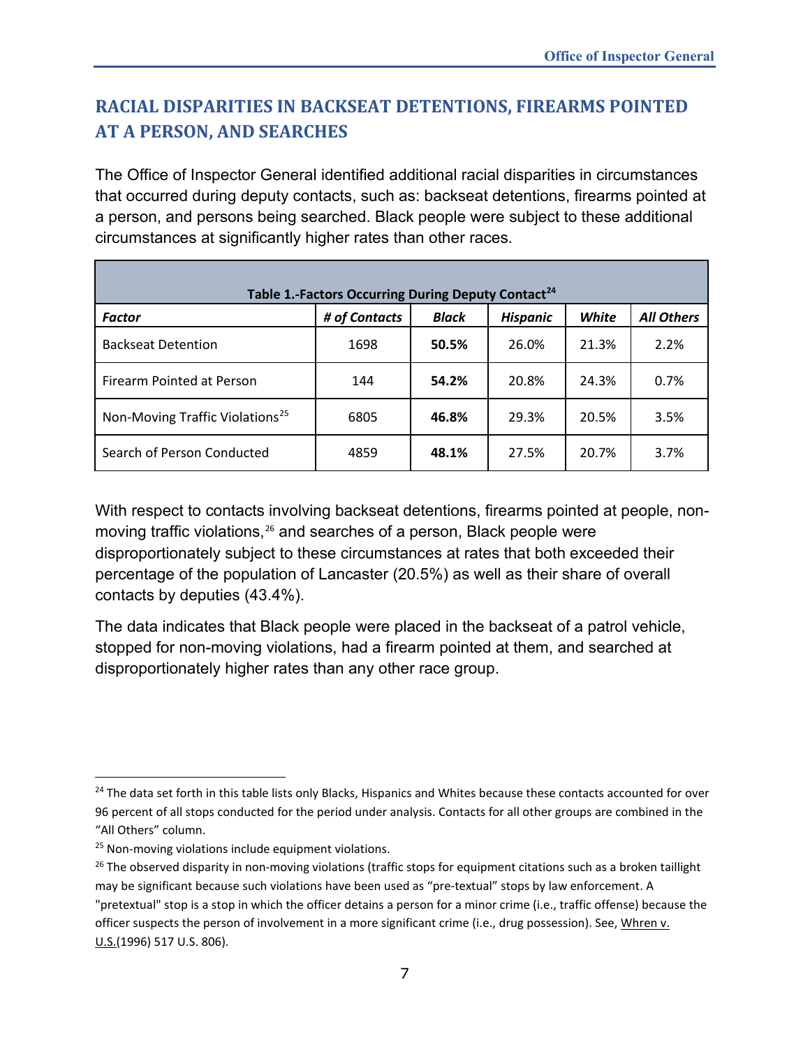## RACIAL DISPARITIES IN BACKSEAT DETENTIONS, FIREARMS POINTED AT A PERSON, AND SEARCHES

The Office of Inspector General identified additional racial disparities in circumstances that occurred during deputy contacts, such as: backseat detentions, firearms pointed at a person, and persons being searched. Black people were subject to these additional circumstances at significantly higher rates than other races.

**Table 1.-Factors Occurring During Deputy Contact[24]**

| ***Factor*** | ***# of Contacts*** | ***Black*** | ***Hispanic*** | ***White*** | ***All Others*** |
|---|---|---|---|---|---|
| Backseat Detention | 1698 | **50.5%** | 26.0% | 21.3% | 2.2% |
| Firearm Pointed at Person | 144 | **54.2%** | 20.8% | 24.3% | 0.7% |
| Non-Moving Traffic Violations[25] | 6805 | **46.8%** | 29.3% | 20.5% | 3.5% |
| Search of Person Conducted | 4859 | **48.1%** | 27.5% | 20.7% | 3.7% |

With respect to contacts involving backseat detentions, firearms pointed at people, non-moving traffic violations,[26] and searches of a person, Black people were disproportionately subject to these circumstances at rates that both exceeded their percentage of the population of Lancaster (20.5%) as well as their share of overall contacts by deputies (43.4%).

The data indicates that Black people were placed in the backseat of a patrol vehicle, stopped for non-moving violations, had a firearm pointed at them, and searched at disproportionately higher rates than any other race group.

---

[24] The data set forth in this table lists only Blacks, Hispanics and Whites because these contacts accounted for over 96 percent of all stops conducted for the period under analysis. Contacts for all other groups are combined in the "All Others" column.

[25] Non-moving violations include equipment violations.

[26] The observed disparity in non-moving violations (traffic stops for equipment citations such as a broken taillight may be significant because such violations have been used as "pre-textual" stops by law enforcement. A "pretextual" stop is a stop in which the officer detains a person for a minor crime (i.e., traffic offense) because the officer suspects the person of involvement in a more significant crime (i.e., drug possession). See, Whren v. U.S.(1996) 517 U.S. 806).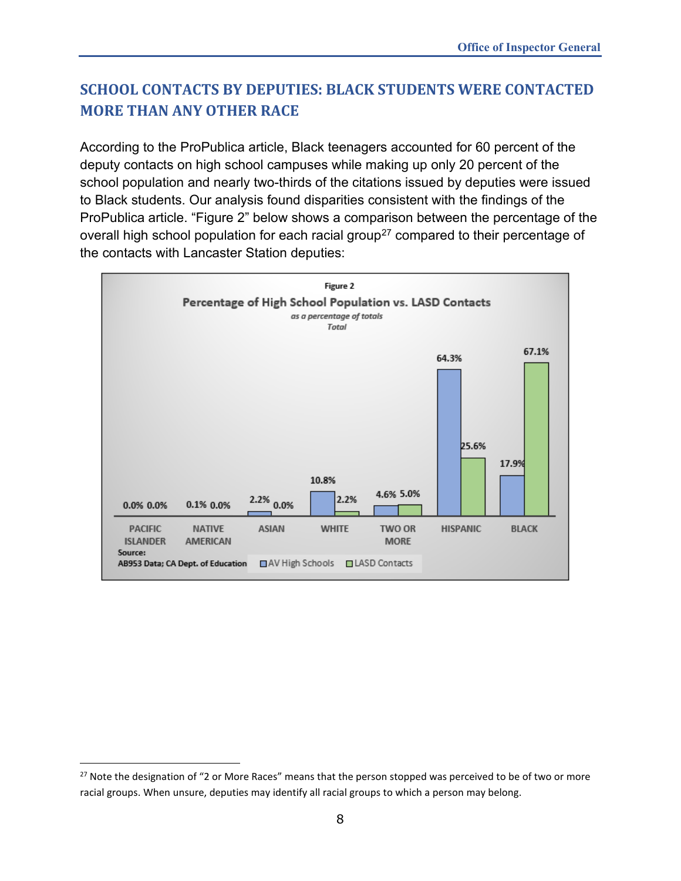## SCHOOL CONTACTS BY DEPUTIES: BLACK STUDENTS WERE CONTACTED MORE THAN ANY OTHER RACE

According to the ProPublica article, Black teenagers accounted for 60 percent of the deputy contacts on high school campuses while making up only 20 percent of the school population and nearly two-thirds of the citations issued by deputies were issued to Black students. Our analysis found disparities consistent with the findings of the ProPublica article. "Figure 2" below shows a comparison between the percentage of the overall high school population for each racial group[27] compared to their percentage of the contacts with Lancaster Station deputies:

Figure 2

**Percentage of High School Population vs. LASD Contacts**

*as a percentage of totals*
*Total*

| | AV High Schools | LASD Contacts |
|---|---|---|
| PACIFIC ISLANDER | 0.0% | 0.0% |
| NATIVE AMERICAN | 0.1% | 0.0% |
| ASIAN | 2.2% | 0.0% |
| WHITE | 10.8% | 2.2% |
| TWO OR MORE | 4.6% | 5.0% |
| HISPANIC | 64.3% | 25.6% |
| BLACK | 17.9% | 67.1% |

Source: AB953 Data; CA Dept. of Education

[27] Note the designation of "2 or More Races" means that the person stopped was perceived to be of two or more racial groups. When unsure, deputies may identify all racial groups to which a person may belong.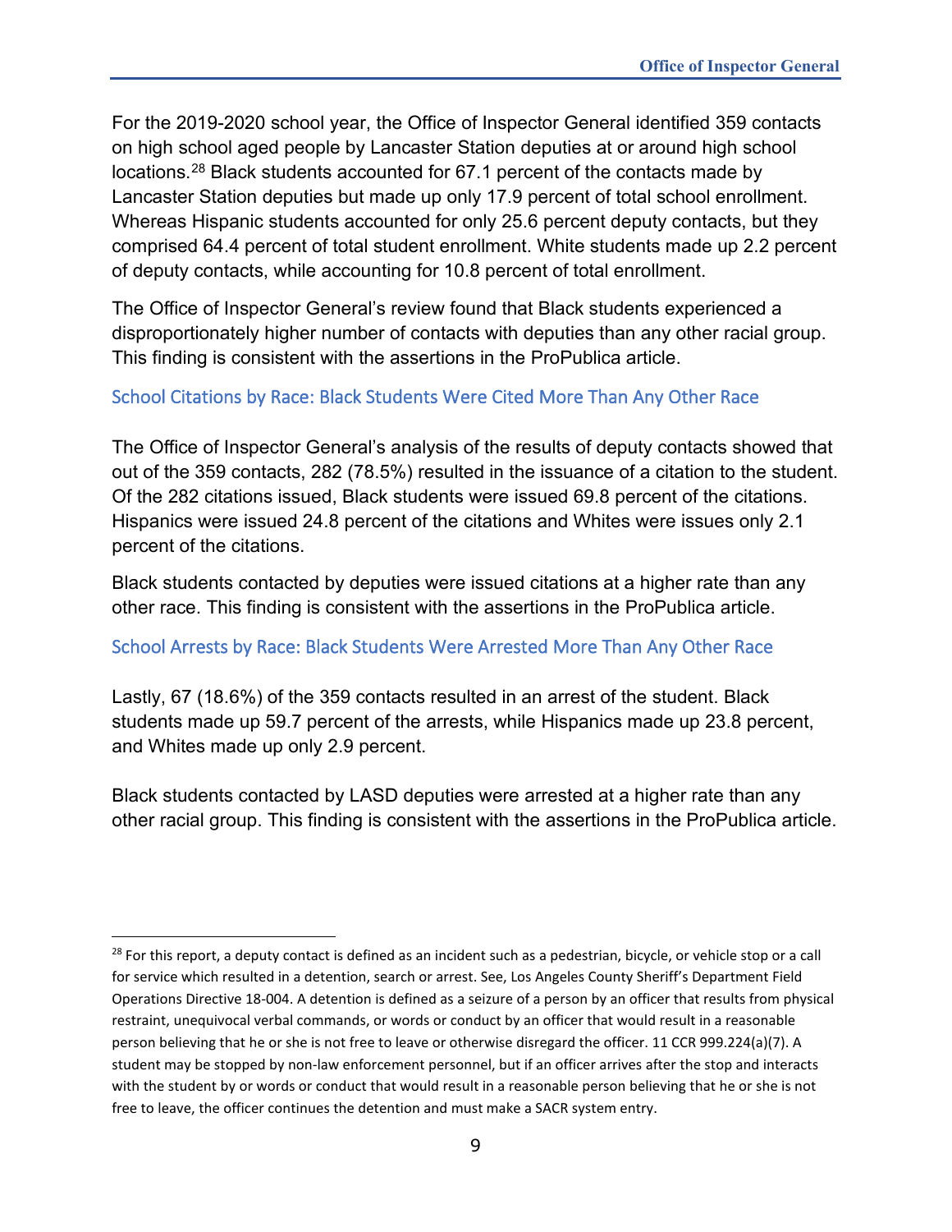For the 2019-2020 school year, the Office of Inspector General identified 359 contacts on high school aged people by Lancaster Station deputies at or around high school locations.[28] Black students accounted for 67.1 percent of the contacts made by Lancaster Station deputies but made up only 17.9 percent of total school enrollment. Whereas Hispanic students accounted for only 25.6 percent deputy contacts, but they comprised 64.4 percent of total student enrollment. White students made up 2.2 percent of deputy contacts, while accounting for 10.8 percent of total enrollment.

The Office of Inspector General's review found that Black students experienced a disproportionately higher number of contacts with deputies than any other racial group. This finding is consistent with the assertions in the ProPublica article.

### School Citations by Race: Black Students Were Cited More Than Any Other Race

The Office of Inspector General's analysis of the results of deputy contacts showed that out of the 359 contacts, 282 (78.5%) resulted in the issuance of a citation to the student. Of the 282 citations issued, Black students were issued 69.8 percent of the citations. Hispanics were issued 24.8 percent of the citations and Whites were issues only 2.1 percent of the citations.

Black students contacted by deputies were issued citations at a higher rate than any other race. This finding is consistent with the assertions in the ProPublica article.

### School Arrests by Race: Black Students Were Arrested More Than Any Other Race

Lastly, 67 (18.6%) of the 359 contacts resulted in an arrest of the student. Black students made up 59.7 percent of the arrests, while Hispanics made up 23.8 percent, and Whites made up only 2.9 percent.

Black students contacted by LASD deputies were arrested at a higher rate than any other racial group. This finding is consistent with the assertions in the ProPublica article.

---

[28] For this report, a deputy contact is defined as an incident such as a pedestrian, bicycle, or vehicle stop or a call for service which resulted in a detention, search or arrest. See, Los Angeles County Sheriff's Department Field Operations Directive 18-004. A detention is defined as a seizure of a person by an officer that results from physical restraint, unequivocal verbal commands, or words or conduct by an officer that would result in a reasonable person believing that he or she is not free to leave or otherwise disregard the officer. 11 CCR 999.224(a)(7). A student may be stopped by non-law enforcement personnel, but if an officer arrives after the stop and interacts with the student by or words or conduct that would result in a reasonable person believing that he or she is not free to leave, the officer continues the detention and must make a SACR system entry.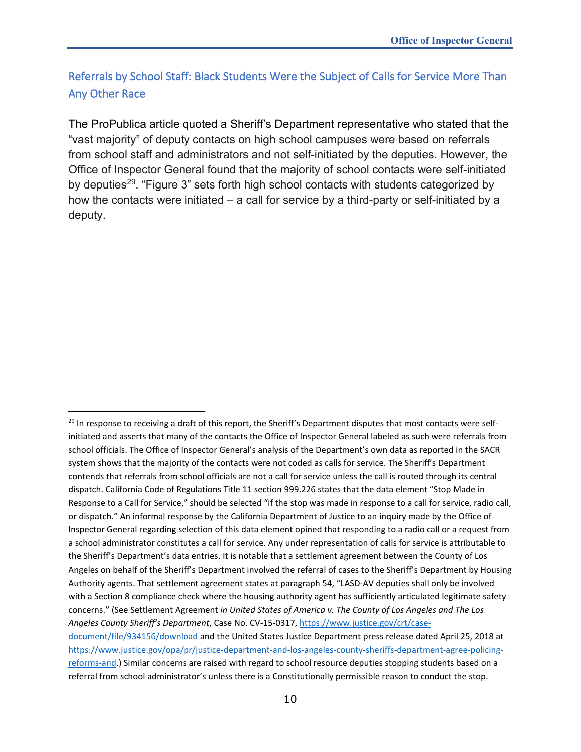## Referrals by School Staff: Black Students Were the Subject of Calls for Service More Than Any Other Race

The ProPublica article quoted a Sheriff's Department representative who stated that the "vast majority" of deputy contacts on high school campuses were based on referrals from school staff and administrators and not self-initiated by the deputies. However, the Office of Inspector General found that the majority of school contacts were self-initiated by deputies[29]. "Figure 3" sets forth high school contacts with students categorized by how the contacts were initiated – a call for service by a third-party or self-initiated by a deputy.

---

[29] In response to receiving a draft of this report, the Sheriff's Department disputes that most contacts were self-initiated and asserts that many of the contacts the Office of Inspector General labeled as such were referrals from school officials. The Office of Inspector General's analysis of the Department's own data as reported in the SACR system shows that the majority of the contacts were not coded as calls for service. The Sheriff's Department contends that referrals from school officials are not a call for service unless the call is routed through its central dispatch. California Code of Regulations Title 11 section 999.226 states that the data element "Stop Made in Response to a Call for Service," should be selected "if the stop was made in response to a call for service, radio call, or dispatch." An informal response by the California Department of Justice to an inquiry made by the Office of Inspector General regarding selection of this data element opined that responding to a radio call or a request from a school administrator constitutes a call for service. Any under representation of calls for service is attributable to the Sheriff's Department's data entries. It is notable that a settlement agreement between the County of Los Angeles on behalf of the Sheriff's Department involved the referral of cases to the Sheriff's Department by Housing Authority agents. That settlement agreement states at paragraph 54, "LASD-AV deputies shall only be involved with a Section 8 compliance check where the housing authority agent has sufficiently articulated legitimate safety concerns." (See Settlement Agreement *in United States of America v. The County of Los Angeles and The Los Angeles County Sheriff's Department*, Case No. CV-15-0317, https://www.justice.gov/crt/case-document/file/934156/download and the United States Justice Department press release dated April 25, 2018 at https://www.justice.gov/opa/pr/justice-department-and-los-angeles-county-sheriffs-department-agree-policing-reforms-and.) Similar concerns are raised with regard to school resource deputies stopping students based on a referral from school administrator's unless there is a Constitutionally permissible reason to conduct the stop.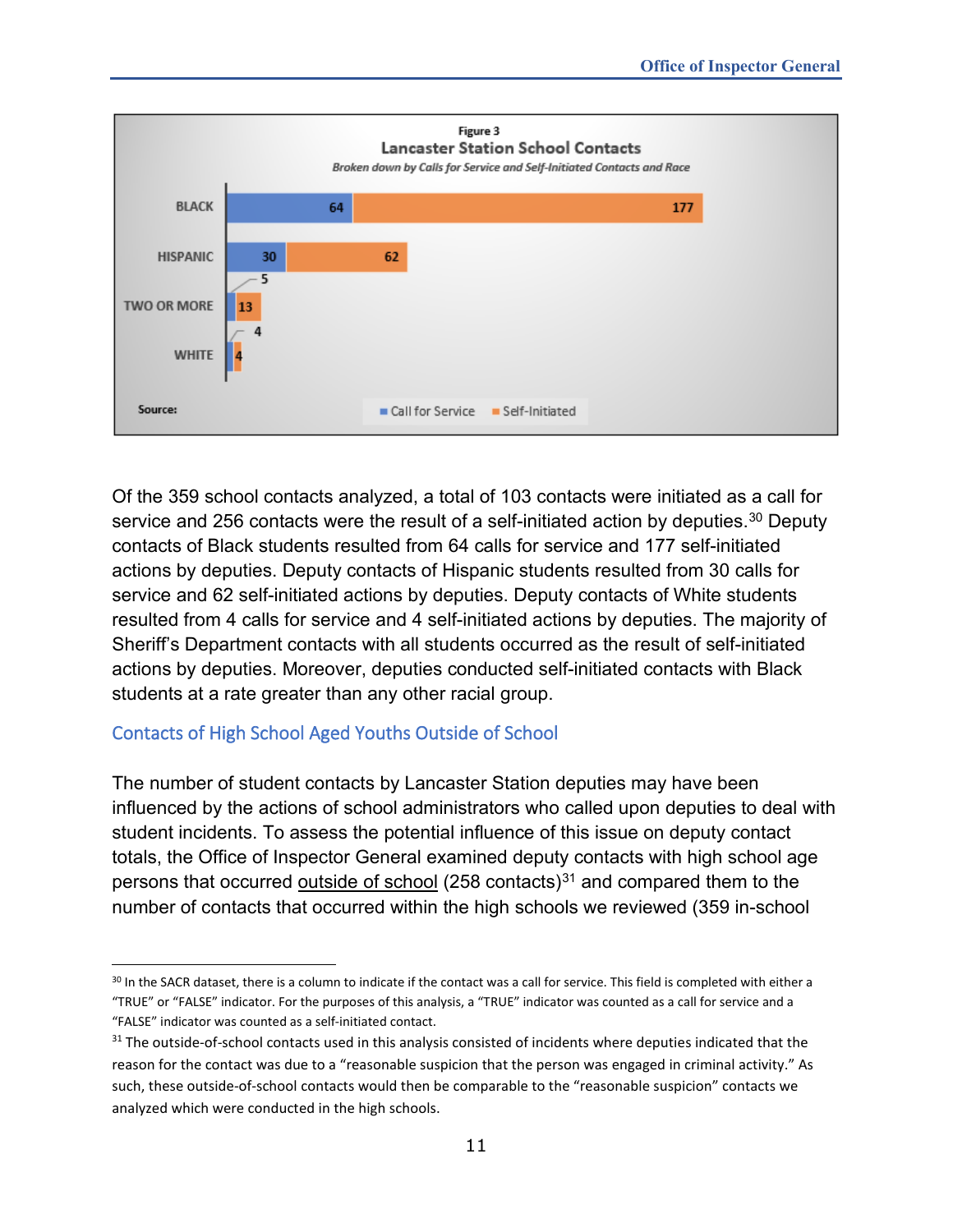Figure 3

**Lancaster Station School Contacts**

*Broken down by Calls for Service and Self-Initiated Contacts and Race*

| Race | Call for Service | Self-Initiated |
|---|---|---|
| BLACK | 64 | 177 |
| HISPANIC | 30 | 62 |
| TWO OR MORE | 5 | 13 |
| WHITE | 4 | 4 |

Source:

Of the 359 school contacts analyzed, a total of 103 contacts were initiated as a call for service and 256 contacts were the result of a self-initiated action by deputies.[30] Deputy contacts of Black students resulted from 64 calls for service and 177 self-initiated actions by deputies. Deputy contacts of Hispanic students resulted from 30 calls for service and 62 self-initiated actions by deputies. Deputy contacts of White students resulted from 4 calls for service and 4 self-initiated actions by deputies. The majority of Sheriff's Department contacts with all students occurred as the result of self-initiated actions by deputies. Moreover, deputies conducted self-initiated contacts with Black students at a rate greater than any other racial group.

### Contacts of High School Aged Youths Outside of School

The number of student contacts by Lancaster Station deputies may have been influenced by the actions of school administrators who called upon deputies to deal with student incidents. To assess the potential influence of this issue on deputy contact totals, the Office of Inspector General examined deputy contacts with high school age persons that occurred <u>outside of school</u> (258 contacts)[31] and compared them to the number of contacts that occurred within the high schools we reviewed (359 in-school

---

[30] In the SACR dataset, there is a column to indicate if the contact was a call for service. This field is completed with either a "TRUE" or "FALSE" indicator. For the purposes of this analysis, a "TRUE" indicator was counted as a call for service and a "FALSE" indicator was counted as a self-initiated contact.

[31] The outside-of-school contacts used in this analysis consisted of incidents where deputies indicated that the reason for the contact was due to a "reasonable suspicion that the person was engaged in criminal activity." As such, these outside-of-school contacts would then be comparable to the "reasonable suspicion" contacts we analyzed which were conducted in the high schools.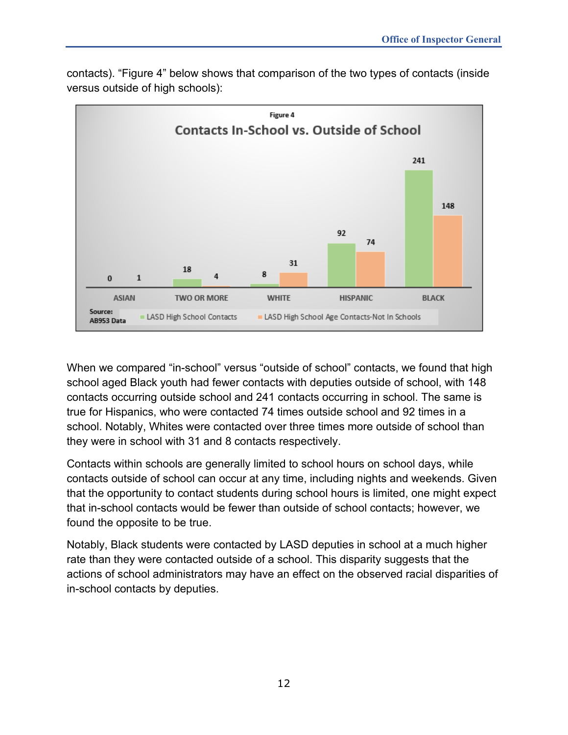contacts). "Figure 4" below shows that comparison of the two types of contacts (inside versus outside of high schools):

Figure 4

**Contacts In-School vs. Outside of School**

| | ASIAN | TWO OR MORE | WHITE | HISPANIC | BLACK |
|---|---|---|---|---|---|
| LASD High School Contacts | 0 | 18 | 8 | 92 | 241 |
| LASD High School Age Contacts-Not In Schools | 1 | 4 | 31 | 74 | 148 |

Source: AB953 Data

When we compared "in-school" versus "outside of school" contacts, we found that high school aged Black youth had fewer contacts with deputies outside of school, with 148 contacts occurring outside school and 241 contacts occurring in school. The same is true for Hispanics, who were contacted 74 times outside school and 92 times in a school. Notably, Whites were contacted over three times more outside of school than they were in school with 31 and 8 contacts respectively.

Contacts within schools are generally limited to school hours on school days, while contacts outside of school can occur at any time, including nights and weekends. Given that the opportunity to contact students during school hours is limited, one might expect that in-school contacts would be fewer than outside of school contacts; however, we found the opposite to be true.

Notably, Black students were contacted by LASD deputies in school at a much higher rate than they were contacted outside of a school. This disparity suggests that the actions of school administrators may have an effect on the observed racial disparities of in-school contacts by deputies.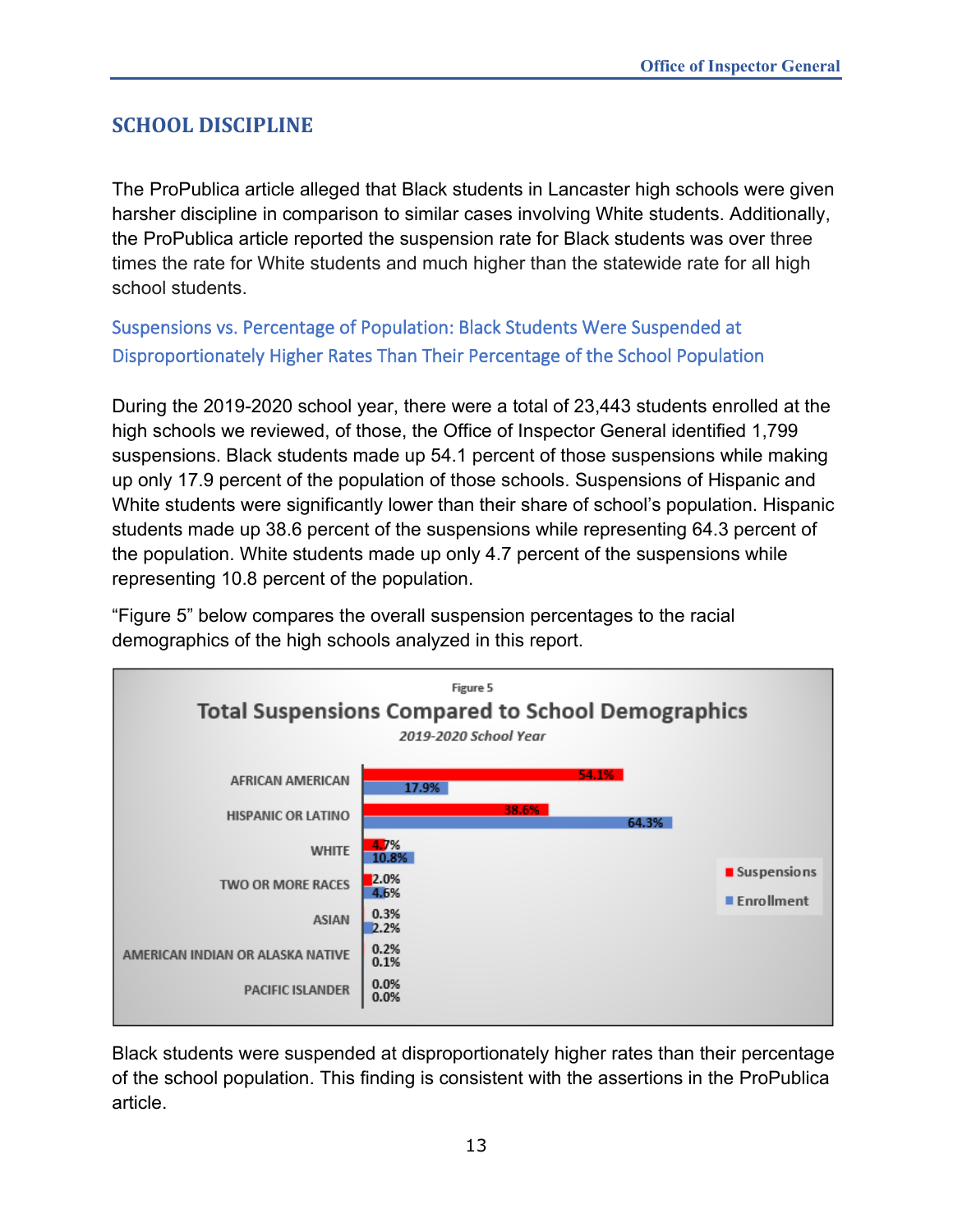## SCHOOL DISCIPLINE

The ProPublica article alleged that Black students in Lancaster high schools were given harsher discipline in comparison to similar cases involving White students. Additionally, the ProPublica article reported the suspension rate for Black students was over three times the rate for White students and much higher than the statewide rate for all high school students.

### Suspensions vs. Percentage of Population: Black Students Were Suspended at Disproportionately Higher Rates Than Their Percentage of the School Population

During the 2019-2020 school year, there were a total of 23,443 students enrolled at the high schools we reviewed, of those, the Office of Inspector General identified 1,799 suspensions. Black students made up 54.1 percent of those suspensions while making up only 17.9 percent of the population of those schools. Suspensions of Hispanic and White students were significantly lower than their share of school's population. Hispanic students made up 38.6 percent of the suspensions while representing 64.3 percent of the population. White students made up only 4.7 percent of the suspensions while representing 10.8 percent of the population.

"Figure 5" below compares the overall suspension percentages to the racial demographics of the high schools analyzed in this report.

Figure 5

**Total Suspensions Compared to School Demographics**

*2019-2020 School Year*

| | Suspensions | Enrollment |
|---|---|---|
| AFRICAN AMERICAN | 54.1% | 17.9% |
| HISPANIC OR LATINO | 38.6% | 64.3% |
| WHITE | 4.7% | 10.8% |
| TWO OR MORE RACES | 2.0% | 4.6% |
| ASIAN | 0.3% | 2.2% |
| AMERICAN INDIAN OR ALASKA NATIVE | 0.2% | 0.1% |
| PACIFIC ISLANDER | 0.0% | 0.0% |

Black students were suspended at disproportionately higher rates than their percentage of the school population. This finding is consistent with the assertions in the ProPublica article.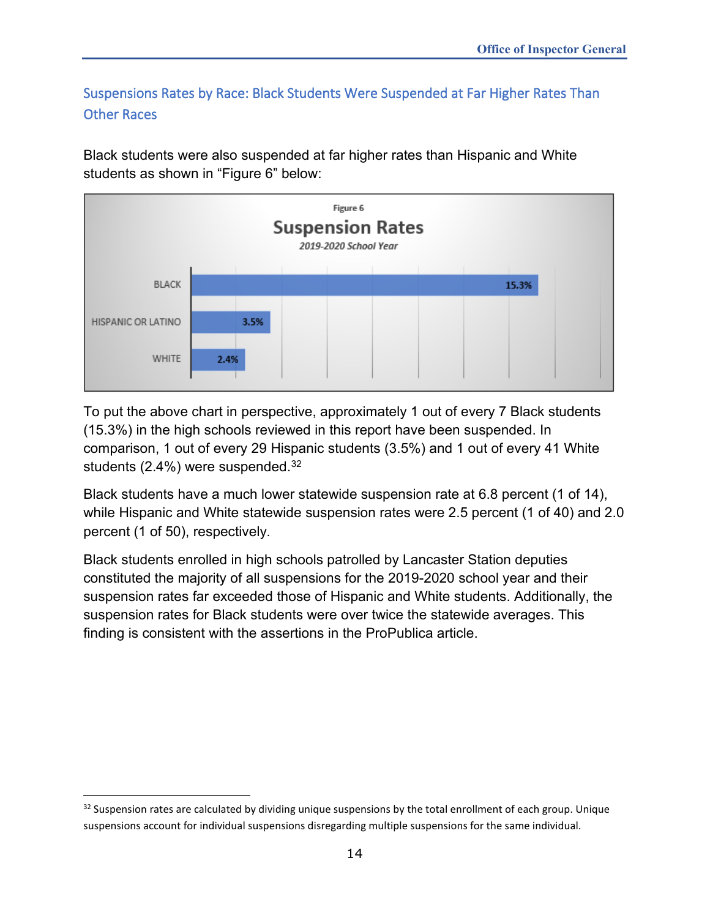## Suspensions Rates by Race: Black Students Were Suspended at Far Higher Rates Than Other Races

Black students were also suspended at far higher rates than Hispanic and White students as shown in "Figure 6" below:

Figure 6

**Suspension Rates**

*2019-2020 School Year*

| Race | Suspension Rate |
|---|---|
| BLACK | 15.3% |
| HISPANIC OR LATINO | 3.5% |
| WHITE | 2.4% |

To put the above chart in perspective, approximately 1 out of every 7 Black students (15.3%) in the high schools reviewed in this report have been suspended. In comparison, 1 out of every 29 Hispanic students (3.5%) and 1 out of every 41 White students (2.4%) were suspended.[32]

Black students have a much lower statewide suspension rate at 6.8 percent (1 of 14), while Hispanic and White statewide suspension rates were 2.5 percent (1 of 40) and 2.0 percent (1 of 50), respectively.

Black students enrolled in high schools patrolled by Lancaster Station deputies constituted the majority of all suspensions for the 2019-2020 school year and their suspension rates far exceeded those of Hispanic and White students. Additionally, the suspension rates for Black students were over twice the statewide averages. This finding is consistent with the assertions in the ProPublica article.

---

[32] Suspension rates are calculated by dividing unique suspensions by the total enrollment of each group. Unique suspensions account for individual suspensions disregarding multiple suspensions for the same individual.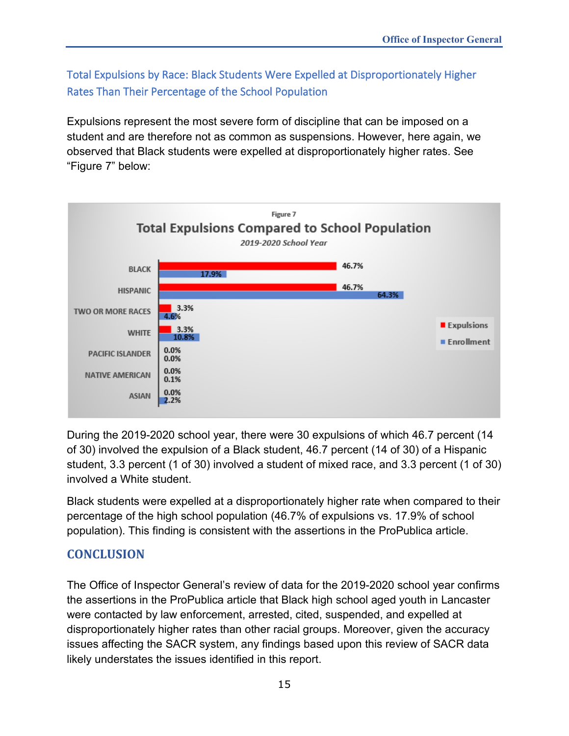## Total Expulsions by Race: Black Students Were Expelled at Disproportionately Higher Rates Than Their Percentage of the School Population

Expulsions represent the most severe form of discipline that can be imposed on a student and are therefore not as common as suspensions. However, here again, we observed that Black students were expelled at disproportionately higher rates. See "Figure 7" below:

Figure 7

**Total Expulsions Compared to School Population**

*2019-2020 School Year*

| | Expulsions | Enrollment |
|---|---|---|
| BLACK | 46.7% | 17.9% |
| HISPANIC | 46.7% | 64.3% |
| TWO OR MORE RACES | 3.3% | 4.6% |
| WHITE | 3.3% | 10.8% |
| PACIFIC ISLANDER | 0.0% | 0.0% |
| NATIVE AMERICAN | 0.0% | 0.1% |
| ASIAN | 0.0% | 2.2% |

During the 2019-2020 school year, there were 30 expulsions of which 46.7 percent (14 of 30) involved the expulsion of a Black student, 46.7 percent (14 of 30) of a Hispanic student, 3.3 percent (1 of 30) involved a student of mixed race, and 3.3 percent (1 of 30) involved a White student.

Black students were expelled at a disproportionately higher rate when compared to their percentage of the high school population (46.7% of expulsions vs. 17.9% of school population). This finding is consistent with the assertions in the ProPublica article.

## CONCLUSION

The Office of Inspector General's review of data for the 2019-2020 school year confirms the assertions in the ProPublica article that Black high school aged youth in Lancaster were contacted by law enforcement, arrested, cited, suspended, and expelled at disproportionately higher rates than other racial groups. Moreover, given the accuracy issues affecting the SACR system, any findings based upon this review of SACR data likely understates the issues identified in this report.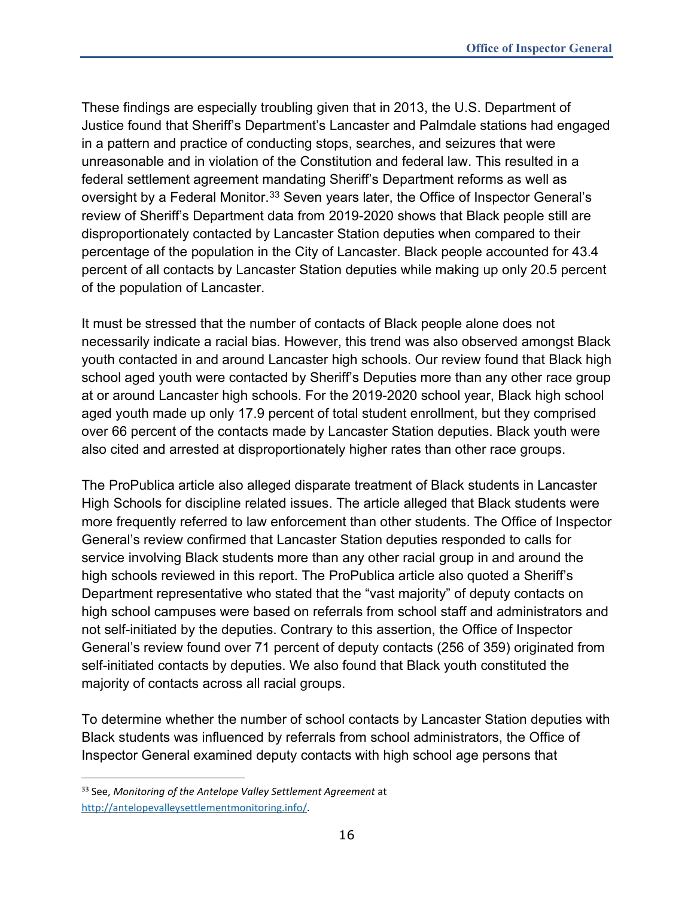These findings are especially troubling given that in 2013, the U.S. Department of Justice found that Sheriff's Department's Lancaster and Palmdale stations had engaged in a pattern and practice of conducting stops, searches, and seizures that were unreasonable and in violation of the Constitution and federal law. This resulted in a federal settlement agreement mandating Sheriff's Department reforms as well as oversight by a Federal Monitor.[33] Seven years later, the Office of Inspector General's review of Sheriff's Department data from 2019-2020 shows that Black people still are disproportionately contacted by Lancaster Station deputies when compared to their percentage of the population in the City of Lancaster. Black people accounted for 43.4 percent of all contacts by Lancaster Station deputies while making up only 20.5 percent of the population of Lancaster.

It must be stressed that the number of contacts of Black people alone does not necessarily indicate a racial bias. However, this trend was also observed amongst Black youth contacted in and around Lancaster high schools. Our review found that Black high school aged youth were contacted by Sheriff's Deputies more than any other race group at or around Lancaster high schools. For the 2019-2020 school year, Black high school aged youth made up only 17.9 percent of total student enrollment, but they comprised over 66 percent of the contacts made by Lancaster Station deputies. Black youth were also cited and arrested at disproportionately higher rates than other race groups.

The ProPublica article also alleged disparate treatment of Black students in Lancaster High Schools for discipline related issues. The article alleged that Black students were more frequently referred to law enforcement than other students. The Office of Inspector General's review confirmed that Lancaster Station deputies responded to calls for service involving Black students more than any other racial group in and around the high schools reviewed in this report. The ProPublica article also quoted a Sheriff's Department representative who stated that the "vast majority" of deputy contacts on high school campuses were based on referrals from school staff and administrators and not self-initiated by the deputies. Contrary to this assertion, the Office of Inspector General's review found over 71 percent of deputy contacts (256 of 359) originated from self-initiated contacts by deputies. We also found that Black youth constituted the majority of contacts across all racial groups.

To determine whether the number of school contacts by Lancaster Station deputies with Black students was influenced by referrals from school administrators, the Office of Inspector General examined deputy contacts with high school age persons that

---

[33] See, *Monitoring of the Antelope Valley Settlement Agreement* at http://antelopevalleysettlementmonitoring.info/.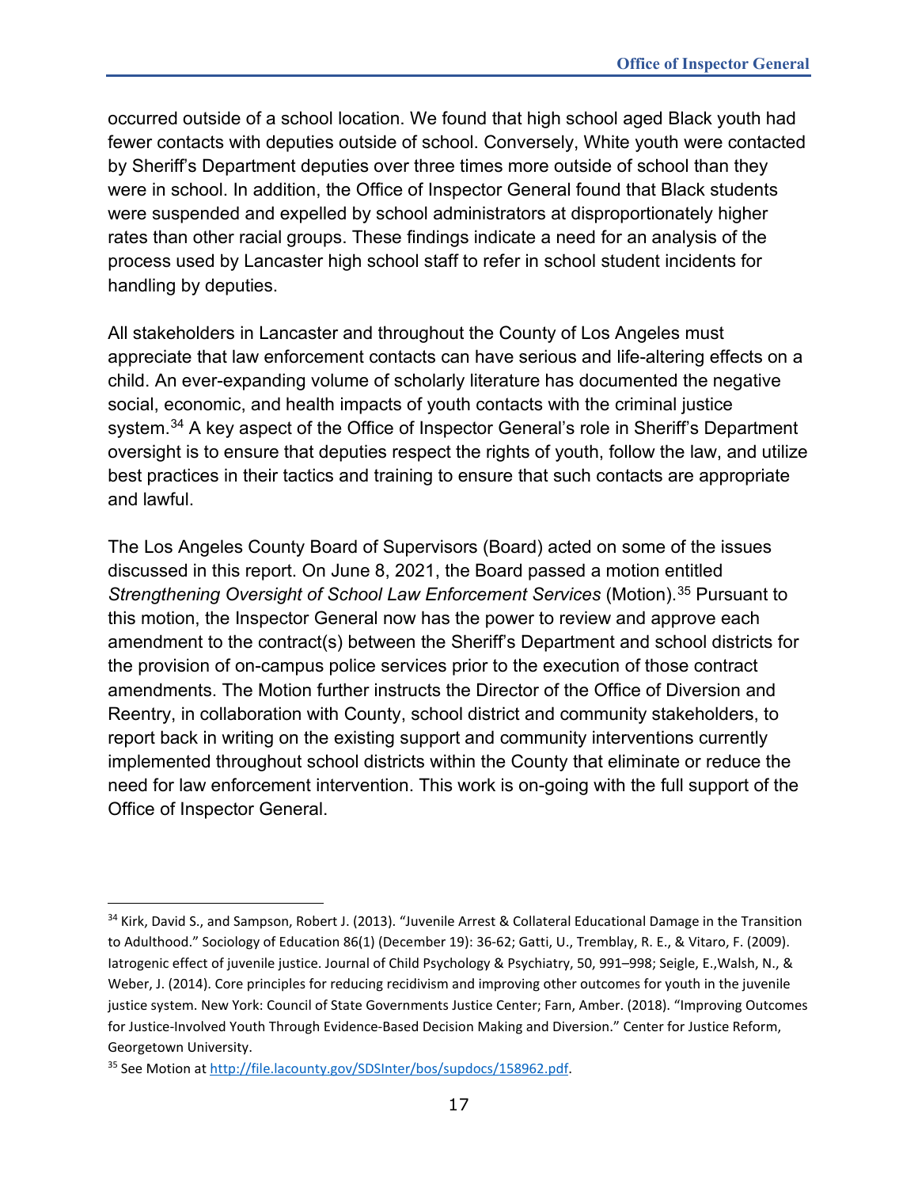occurred outside of a school location. We found that high school aged Black youth had fewer contacts with deputies outside of school. Conversely, White youth were contacted by Sheriff's Department deputies over three times more outside of school than they were in school. In addition, the Office of Inspector General found that Black students were suspended and expelled by school administrators at disproportionately higher rates than other racial groups. These findings indicate a need for an analysis of the process used by Lancaster high school staff to refer in school student incidents for handling by deputies.

All stakeholders in Lancaster and throughout the County of Los Angeles must appreciate that law enforcement contacts can have serious and life-altering effects on a child. An ever-expanding volume of scholarly literature has documented the negative social, economic, and health impacts of youth contacts with the criminal justice system.[34] A key aspect of the Office of Inspector General's role in Sheriff's Department oversight is to ensure that deputies respect the rights of youth, follow the law, and utilize best practices in their tactics and training to ensure that such contacts are appropriate and lawful.

The Los Angeles County Board of Supervisors (Board) acted on some of the issues discussed in this report. On June 8, 2021, the Board passed a motion entitled *Strengthening Oversight of School Law Enforcement Services* (Motion).[35] Pursuant to this motion, the Inspector General now has the power to review and approve each amendment to the contract(s) between the Sheriff's Department and school districts for the provision of on-campus police services prior to the execution of those contract amendments. The Motion further instructs the Director of the Office of Diversion and Reentry, in collaboration with County, school district and community stakeholders, to report back in writing on the existing support and community interventions currently implemented throughout school districts within the County that eliminate or reduce the need for law enforcement intervention. This work is on-going with the full support of the Office of Inspector General.

---

[34] Kirk, David S., and Sampson, Robert J. (2013). "Juvenile Arrest & Collateral Educational Damage in the Transition to Adulthood." Sociology of Education 86(1) (December 19): 36-62; Gatti, U., Tremblay, R. E., & Vitaro, F. (2009). Iatrogenic effect of juvenile justice. Journal of Child Psychology & Psychiatry, 50, 991–998; Seigle, E.,Walsh, N., & Weber, J. (2014). Core principles for reducing recidivism and improving other outcomes for youth in the juvenile justice system. New York: Council of State Governments Justice Center; Farn, Amber. (2018). "Improving Outcomes for Justice-Involved Youth Through Evidence-Based Decision Making and Diversion." Center for Justice Reform, Georgetown University.

[35] See Motion at http://file.lacounty.gov/SDSInter/bos/supdocs/158962.pdf.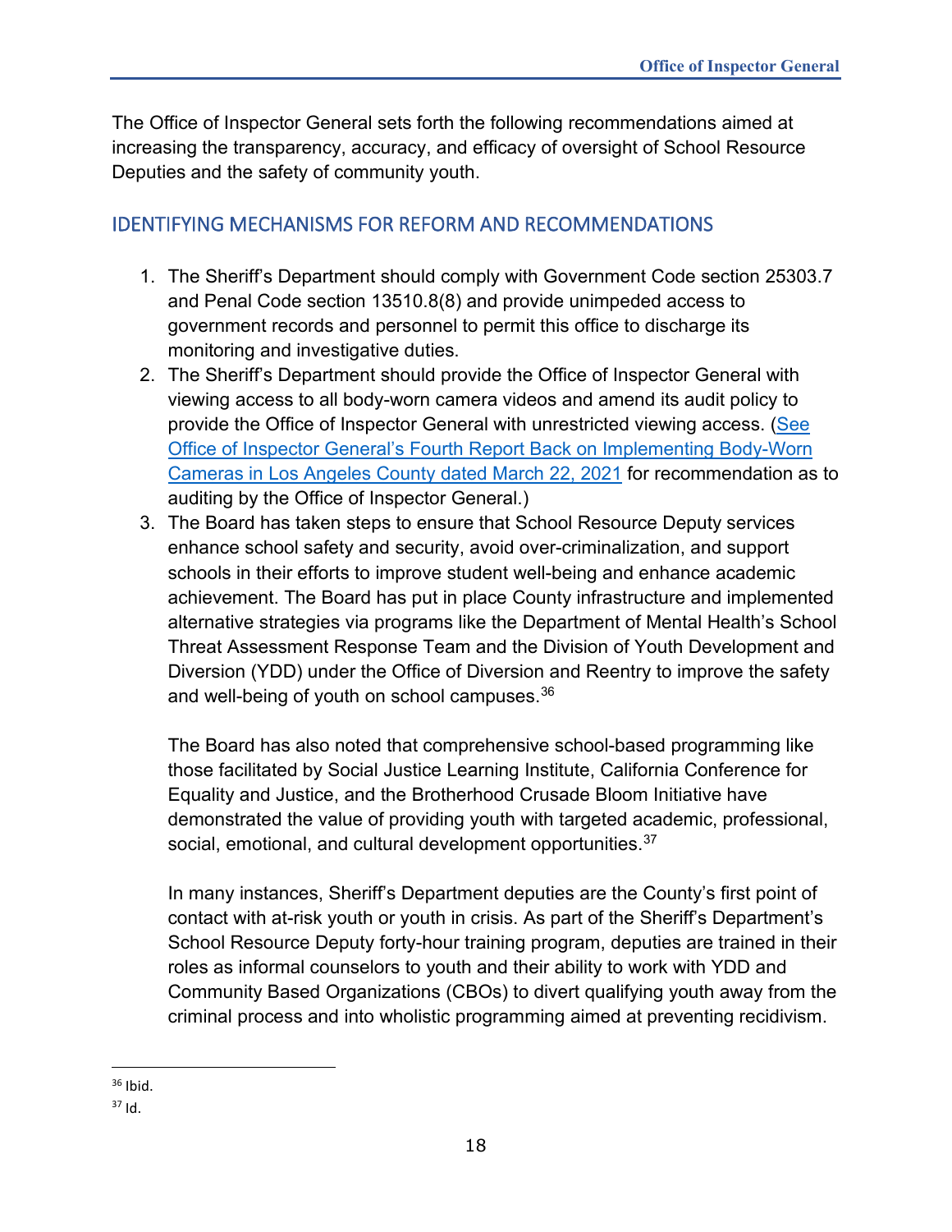The Office of Inspector General sets forth the following recommendations aimed at increasing the transparency, accuracy, and efficacy of oversight of School Resource Deputies and the safety of community youth.

## IDENTIFYING MECHANISMS FOR REFORM AND RECOMMENDATIONS

1. The Sheriff's Department should comply with Government Code section 25303.7 and Penal Code section 13510.8(8) and provide unimpeded access to government records and personnel to permit this office to discharge its monitoring and investigative duties.
2. The Sheriff's Department should provide the Office of Inspector General with viewing access to all body-worn camera videos and amend its audit policy to provide the Office of Inspector General with unrestricted viewing access. (See Office of Inspector General's Fourth Report Back on Implementing Body-Worn Cameras in Los Angeles County dated March 22, 2021 for recommendation as to auditing by the Office of Inspector General.)
3. The Board has taken steps to ensure that School Resource Deputy services enhance school safety and security, avoid over-criminalization, and support schools in their efforts to improve student well-being and enhance academic achievement. The Board has put in place County infrastructure and implemented alternative strategies via programs like the Department of Mental Health's School Threat Assessment Response Team and the Division of Youth Development and Diversion (YDD) under the Office of Diversion and Reentry to improve the safety and well-being of youth on school campuses.[36]

   The Board has also noted that comprehensive school-based programming like those facilitated by Social Justice Learning Institute, California Conference for Equality and Justice, and the Brotherhood Crusade Bloom Initiative have demonstrated the value of providing youth with targeted academic, professional, social, emotional, and cultural development opportunities.[37]

   In many instances, Sheriff's Department deputies are the County's first point of contact with at-risk youth or youth in crisis. As part of the Sheriff's Department's School Resource Deputy forty-hour training program, deputies are trained in their roles as informal counselors to youth and their ability to work with YDD and Community Based Organizations (CBOs) to divert qualifying youth away from the criminal process and into wholistic programming aimed at preventing recidivism.

---

[36] Ibid.

[37] Id.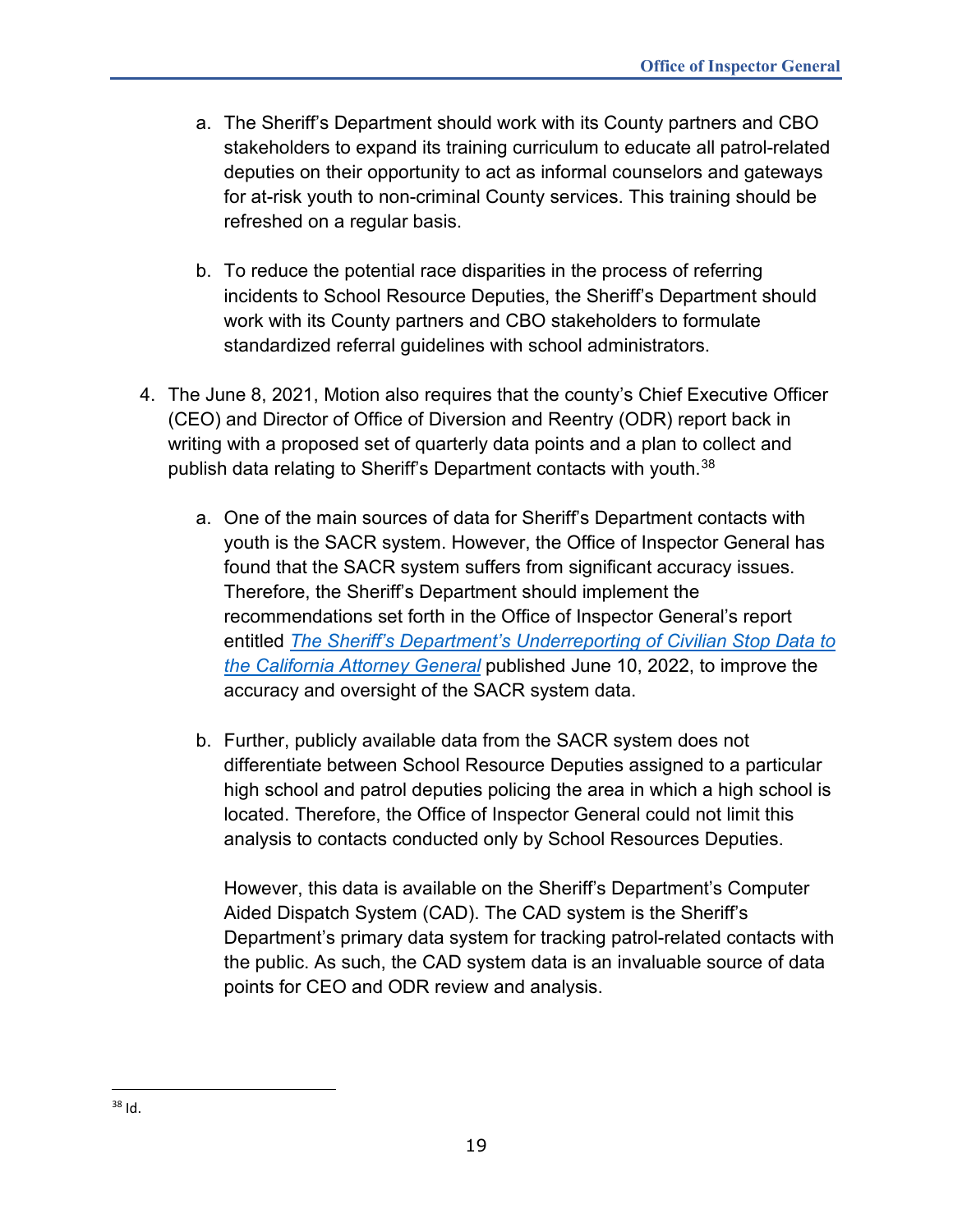a. The Sheriff's Department should work with its County partners and CBO stakeholders to expand its training curriculum to educate all patrol-related deputies on their opportunity to act as informal counselors and gateways for at-risk youth to non-criminal County services. This training should be refreshed on a regular basis.

b. To reduce the potential race disparities in the process of referring incidents to School Resource Deputies, the Sheriff's Department should work with its County partners and CBO stakeholders to formulate standardized referral guidelines with school administrators.

4. The June 8, 2021, Motion also requires that the county's Chief Executive Officer (CEO) and Director of Office of Diversion and Reentry (ODR) report back in writing with a proposed set of quarterly data points and a plan to collect and publish data relating to Sheriff's Department contacts with youth.[38]

   a. One of the main sources of data for Sheriff's Department contacts with youth is the SACR system. However, the Office of Inspector General has found that the SACR system suffers from significant accuracy issues. Therefore, the Sheriff's Department should implement the recommendations set forth in the Office of Inspector General's report entitled *The Sheriff's Department's Underreporting of Civilian Stop Data to the California Attorney General* published June 10, 2022, to improve the accuracy and oversight of the SACR system data.

   b. Further, publicly available data from the SACR system does not differentiate between School Resource Deputies assigned to a particular high school and patrol deputies policing the area in which a high school is located. Therefore, the Office of Inspector General could not limit this analysis to contacts conducted only by School Resources Deputies.

      However, this data is available on the Sheriff's Department's Computer Aided Dispatch System (CAD). The CAD system is the Sheriff's Department's primary data system for tracking patrol-related contacts with the public. As such, the CAD system data is an invaluable source of data points for CEO and ODR review and analysis.

[38] Id.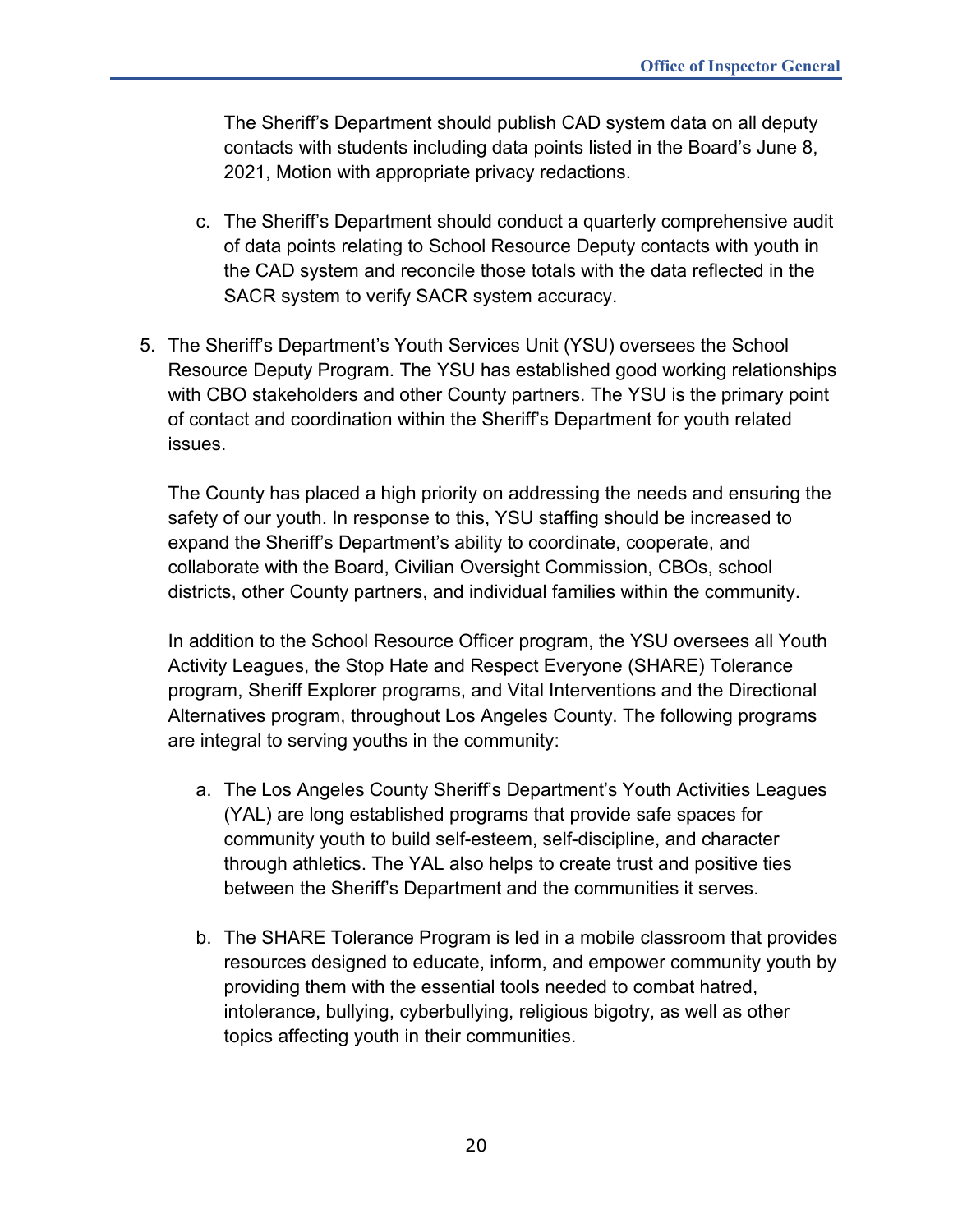The Sheriff's Department should publish CAD system data on all deputy contacts with students including data points listed in the Board's June 8, 2021, Motion with appropriate privacy redactions.

   c. The Sheriff's Department should conduct a quarterly comprehensive audit of data points relating to School Resource Deputy contacts with youth in the CAD system and reconcile those totals with the data reflected in the SACR system to verify SACR system accuracy.

5. The Sheriff's Department's Youth Services Unit (YSU) oversees the School Resource Deputy Program. The YSU has established good working relationships with CBO stakeholders and other County partners. The YSU is the primary point of contact and coordination within the Sheriff's Department for youth related issues.

   The County has placed a high priority on addressing the needs and ensuring the safety of our youth. In response to this, YSU staffing should be increased to expand the Sheriff's Department's ability to coordinate, cooperate, and collaborate with the Board, Civilian Oversight Commission, CBOs, school districts, other County partners, and individual families within the community.

   In addition to the School Resource Officer program, the YSU oversees all Youth Activity Leagues, the Stop Hate and Respect Everyone (SHARE) Tolerance program, Sheriff Explorer programs, and Vital Interventions and the Directional Alternatives program, throughout Los Angeles County. The following programs are integral to serving youths in the community:

   a. The Los Angeles County Sheriff's Department's Youth Activities Leagues (YAL) are long established programs that provide safe spaces for community youth to build self-esteem, self-discipline, and character through athletics. The YAL also helps to create trust and positive ties between the Sheriff's Department and the communities it serves.

   b. The SHARE Tolerance Program is led in a mobile classroom that provides resources designed to educate, inform, and empower community youth by providing them with the essential tools needed to combat hatred, intolerance, bullying, cyberbullying, religious bigotry, as well as other topics affecting youth in their communities.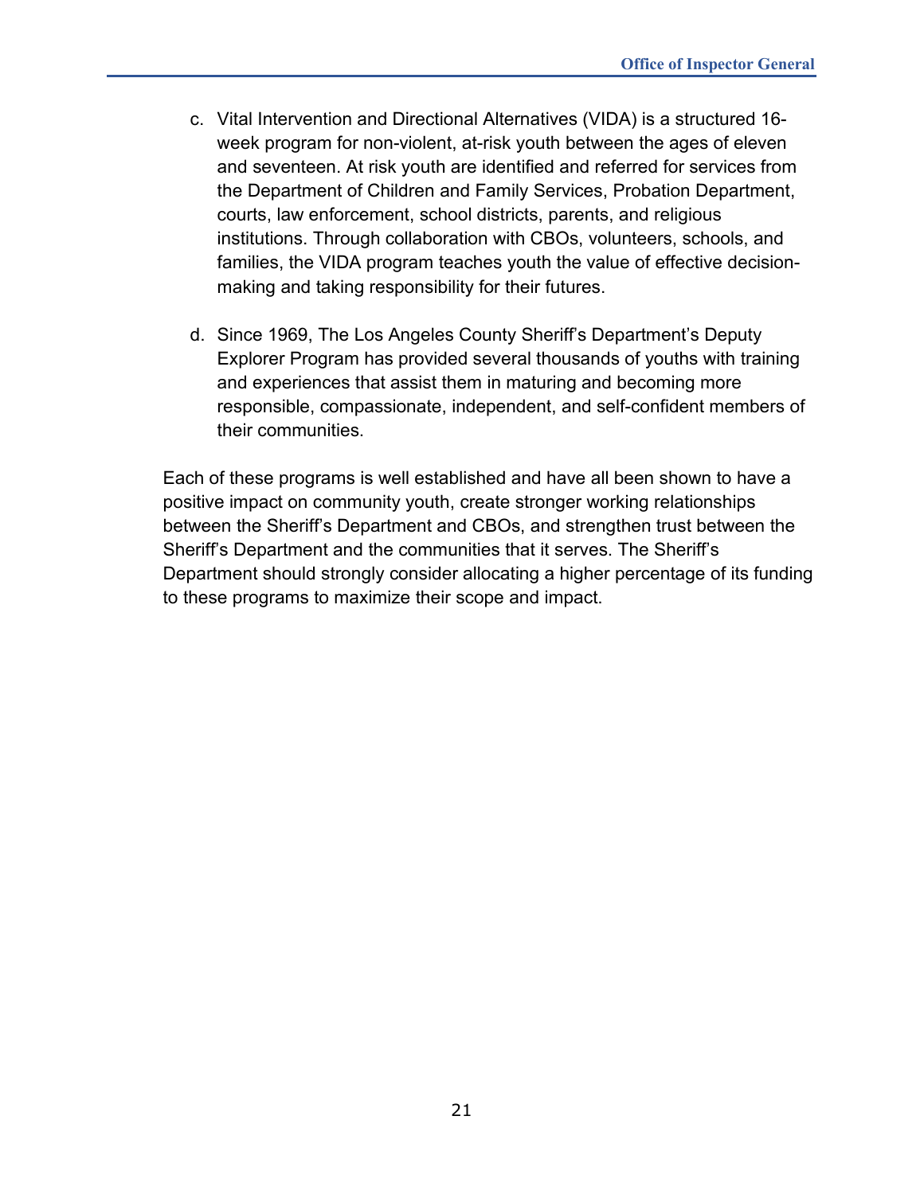c. Vital Intervention and Directional Alternatives (VIDA) is a structured 16-week program for non-violent, at-risk youth between the ages of eleven and seventeen. At risk youth are identified and referred for services from the Department of Children and Family Services, Probation Department, courts, law enforcement, school districts, parents, and religious institutions. Through collaboration with CBOs, volunteers, schools, and families, the VIDA program teaches youth the value of effective decision-making and taking responsibility for their futures.

d. Since 1969, The Los Angeles County Sheriff's Department's Deputy Explorer Program has provided several thousands of youths with training and experiences that assist them in maturing and becoming more responsible, compassionate, independent, and self-confident members of their communities.

Each of these programs is well established and have all been shown to have a positive impact on community youth, create stronger working relationships between the Sheriff's Department and CBOs, and strengthen trust between the Sheriff's Department and the communities that it serves. The Sheriff's Department should strongly consider allocating a higher percentage of its funding to these programs to maximize their scope and impact.